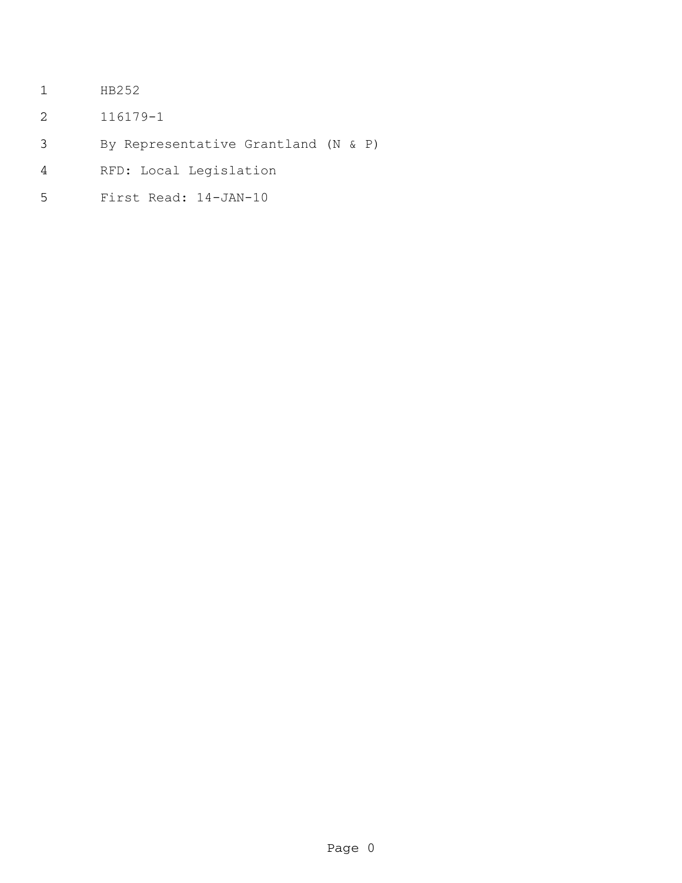HB252

116179-1

By Representative Grantland (N & P)

RFD: Local Legislation

First Read: 14-JAN-10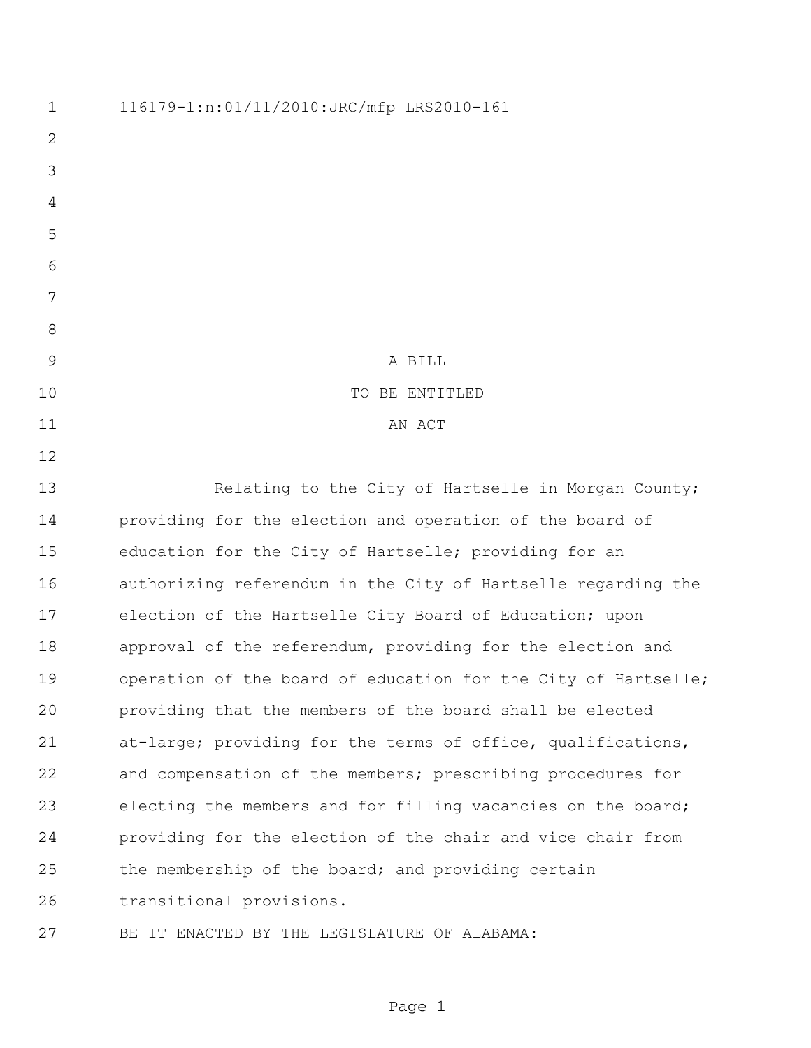116179-1:n:01/11/2010:JRC/mfp LRS2010-161

A BILL

TO BE ENTITLED

AN ACT

Relating to the City of Hartselle in Morgan County; providing for the election and operation of the board of education for the City of Hartselle; providing for an authorizing referendum in the City of Hartselle regarding the election of the Hartselle City Board of Education; upon approval of the referendum, providing for the election and operation of the board of education for the City of Hartselle; providing that the members of the board shall be elected at-large; providing for the terms of office, qualifications, and compensation of the members; prescribing procedures for electing the members and for filling vacancies on the board; providing for the election of the chair and vice chair from the membership of the board; and providing certain transitional provisions.

BE IT ENACTED BY THE LEGISLATURE OF ALABAMA: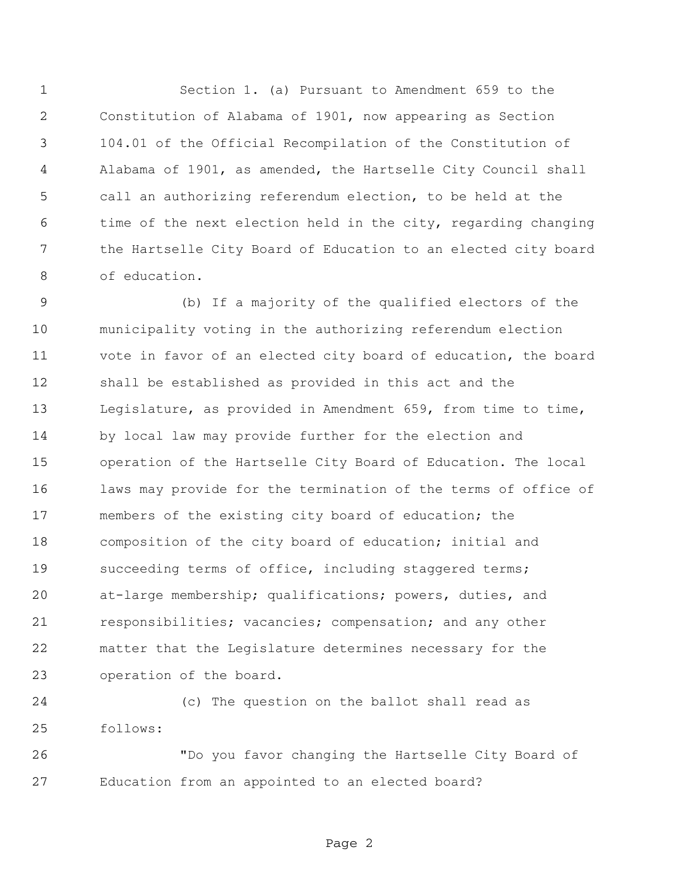Section 1. (a) Pursuant to Amendment 659 to the Constitution of Alabama of 1901, now appearing as Section 104.01 of the Official Recompilation of the Constitution of Alabama of 1901, as amended, the Hartselle City Council shall call an authorizing referendum election, to be held at the time of the next election held in the city, regarding changing the Hartselle City Board of Education to an elected city board of education.

(b) If a majority of the qualified electors of the municipality voting in the authorizing referendum election vote in favor of an elected city board of education, the board shall be established as provided in this act and the Legislature, as provided in Amendment 659, from time to time, by local law may provide further for the election and operation of the Hartselle City Board of Education. The local laws may provide for the termination of the terms of office of members of the existing city board of education; the composition of the city board of education; initial and succeeding terms of office, including staggered terms; at-large membership; qualifications; powers, duties, and responsibilities; vacancies; compensation; and any other matter that the Legislature determines necessary for the operation of the board.

(c) The question on the ballot shall read as follows:

"Do you favor changing the Hartselle City Board of Education from an appointed to an elected board?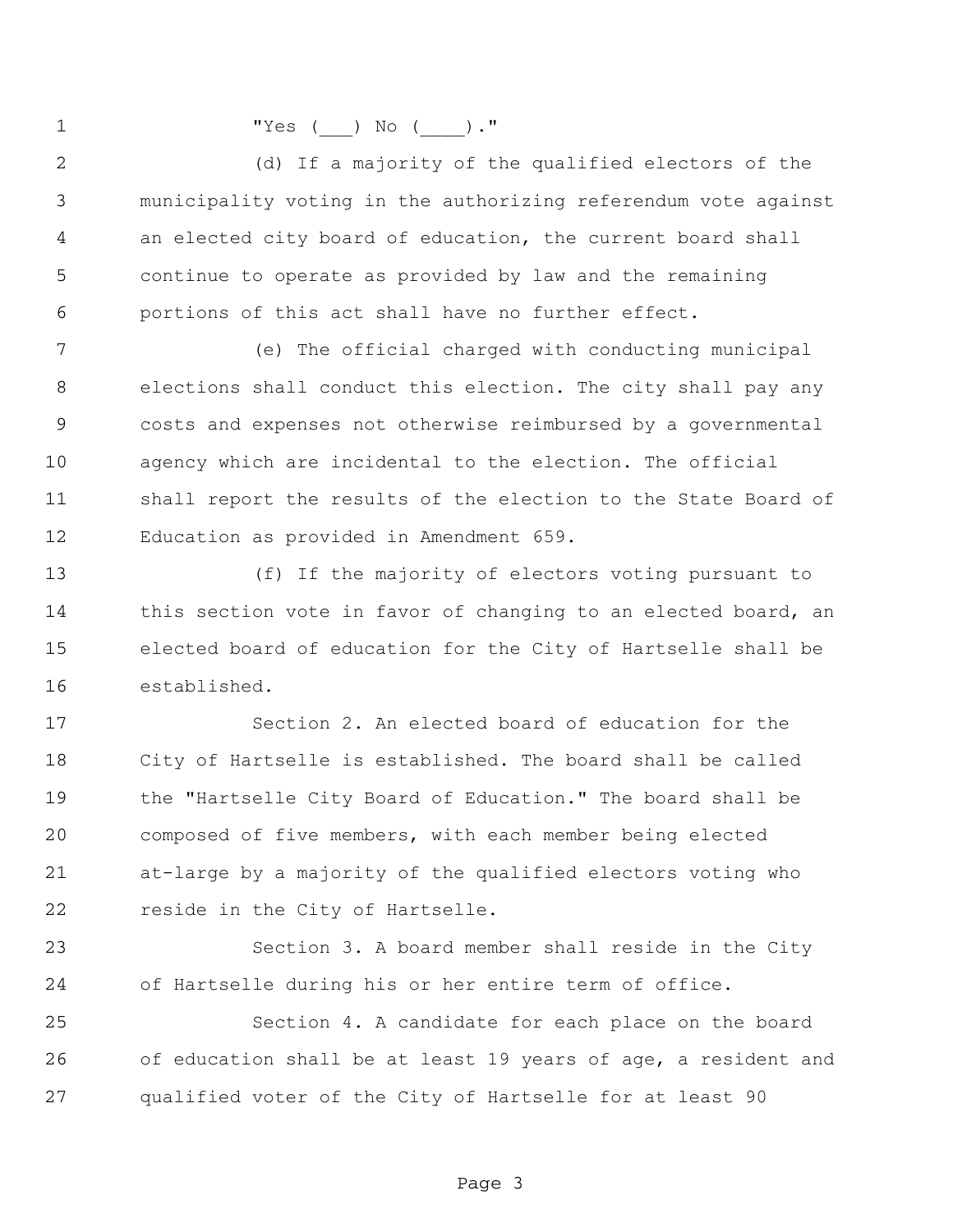"Yes (___) No (____)."

(d) If a majority of the qualified electors of the municipality voting in the authorizing referendum vote against an elected city board of education, the current board shall continue to operate as provided by law and the remaining portions of this act shall have no further effect.

(e) The official charged with conducting municipal elections shall conduct this election. The city shall pay any costs and expenses not otherwise reimbursed by a governmental agency which are incidental to the election. The official shall report the results of the election to the State Board of Education as provided in Amendment 659.

(f) If the majority of electors voting pursuant to this section vote in favor of changing to an elected board, an elected board of education for the City of Hartselle shall be established.

Section 2. An elected board of education for the City of Hartselle is established. The board shall be called the "Hartselle City Board of Education." The board shall be composed of five members, with each member being elected at-large by a majority of the qualified electors voting who reside in the City of Hartselle.

Section 3. A board member shall reside in the City of Hartselle during his or her entire term of office.

Section 4. A candidate for each place on the board of education shall be at least 19 years of age, a resident and qualified voter of the City of Hartselle for at least 90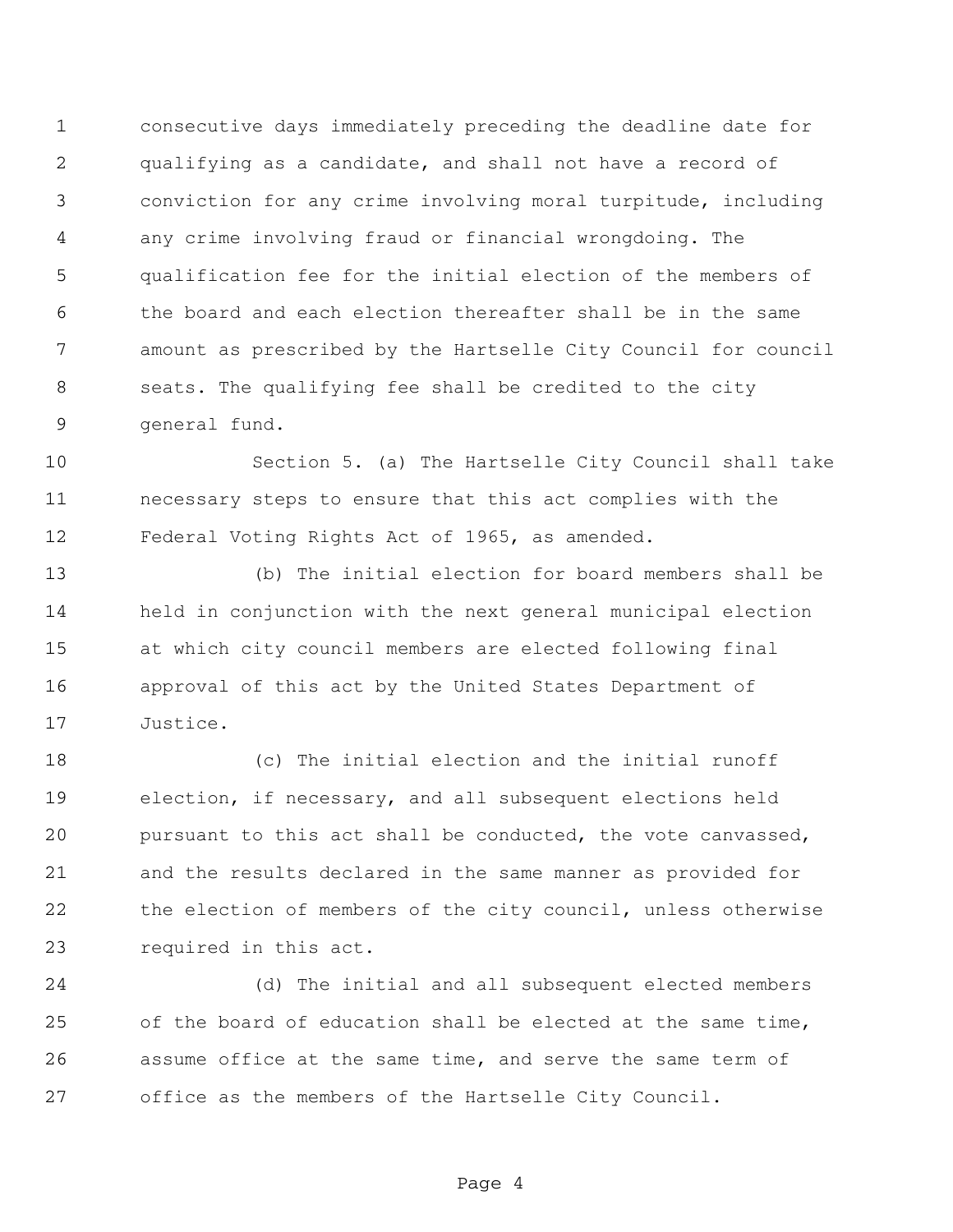consecutive days immediately preceding the deadline date for qualifying as a candidate, and shall not have a record of conviction for any crime involving moral turpitude, including any crime involving fraud or financial wrongdoing. The qualification fee for the initial election of the members of the board and each election thereafter shall be in the same amount as prescribed by the Hartselle City Council for council seats. The qualifying fee shall be credited to the city general fund.

Section 5. (a) The Hartselle City Council shall take necessary steps to ensure that this act complies with the Federal Voting Rights Act of 1965, as amended.

(b) The initial election for board members shall be held in conjunction with the next general municipal election at which city council members are elected following final approval of this act by the United States Department of Justice.

(c) The initial election and the initial runoff election, if necessary, and all subsequent elections held pursuant to this act shall be conducted, the vote canvassed, and the results declared in the same manner as provided for the election of members of the city council, unless otherwise required in this act.

(d) The initial and all subsequent elected members of the board of education shall be elected at the same time, assume office at the same time, and serve the same term of office as the members of the Hartselle City Council.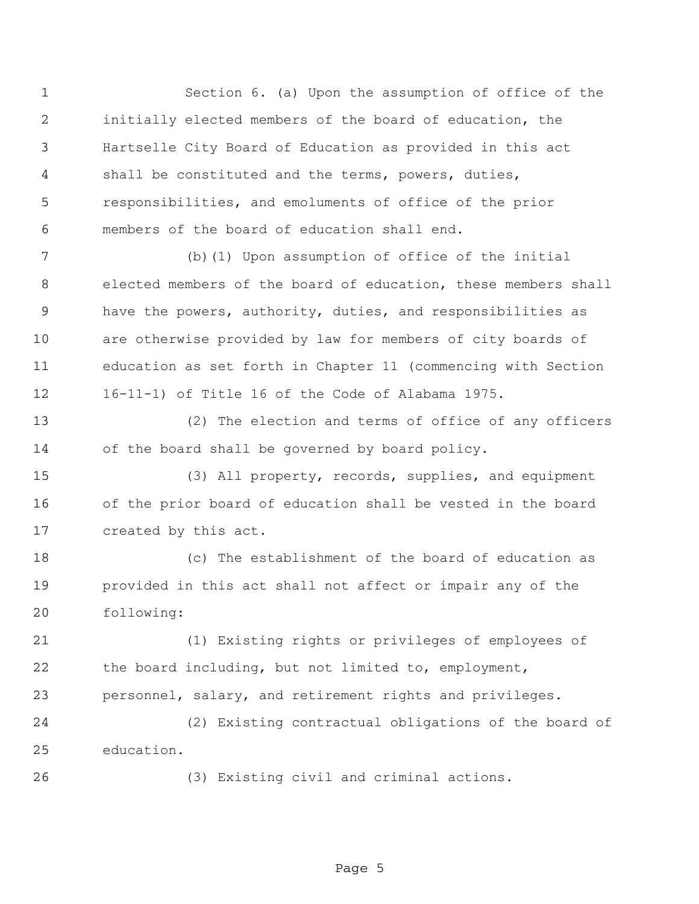Section 6. (a) Upon the assumption of office of the initially elected members of the board of education, the Hartselle City Board of Education as provided in this act shall be constituted and the terms, powers, duties, responsibilities, and emoluments of office of the prior members of the board of education shall end.

(b)(1) Upon assumption of office of the initial elected members of the board of education, these members shall have the powers, authority, duties, and responsibilities as are otherwise provided by law for members of city boards of education as set forth in Chapter 11 (commencing with Section 16-11-1) of Title 16 of the Code of Alabama 1975.

(2) The election and terms of office of any officers of the board shall be governed by board policy.

(3) All property, records, supplies, and equipment of the prior board of education shall be vested in the board created by this act.

(c) The establishment of the board of education as provided in this act shall not affect or impair any of the following:

(1) Existing rights or privileges of employees of the board including, but not limited to, employment, personnel, salary, and retirement rights and privileges.

(2) Existing contractual obligations of the board of education.

(3) Existing civil and criminal actions.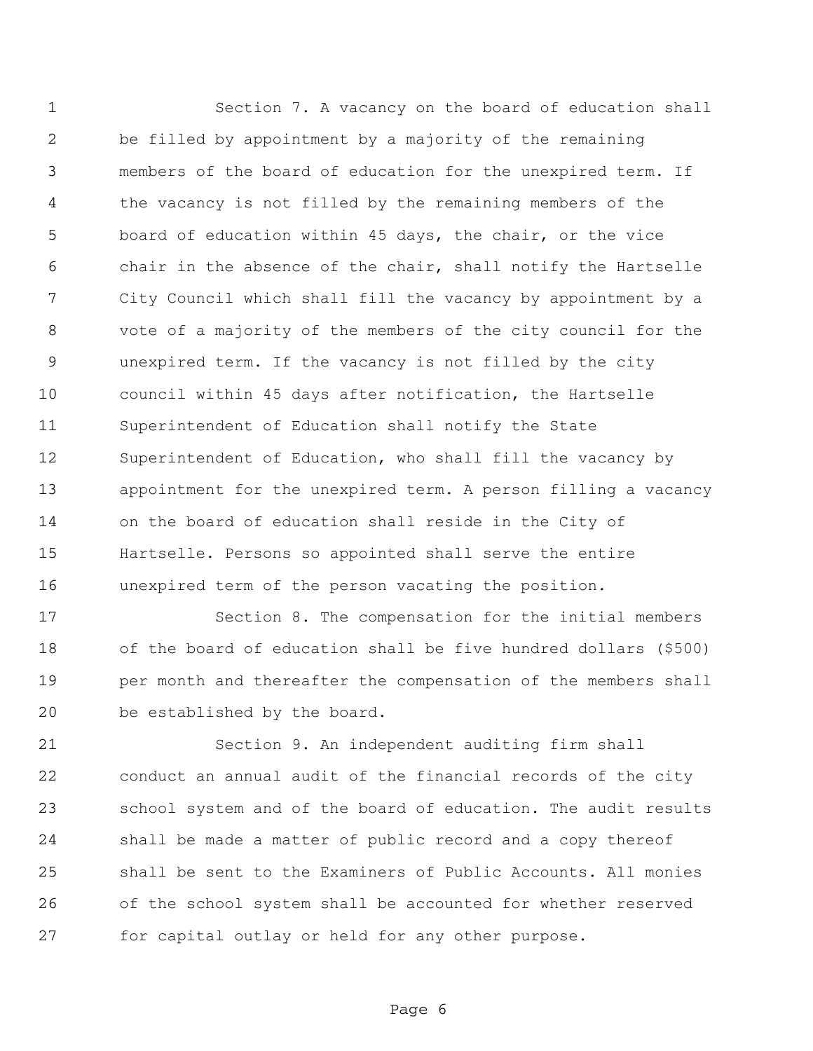Section 7. A vacancy on the board of education shall be filled by appointment by a majority of the remaining members of the board of education for the unexpired term. If the vacancy is not filled by the remaining members of the board of education within 45 days, the chair, or the vice chair in the absence of the chair, shall notify the Hartselle City Council which shall fill the vacancy by appointment by a vote of a majority of the members of the city council for the unexpired term. If the vacancy is not filled by the city council within 45 days after notification, the Hartselle Superintendent of Education shall notify the State Superintendent of Education, who shall fill the vacancy by appointment for the unexpired term. A person filling a vacancy on the board of education shall reside in the City of Hartselle. Persons so appointed shall serve the entire unexpired term of the person vacating the position.

Section 8. The compensation for the initial members of the board of education shall be five hundred dollars ($500) per month and thereafter the compensation of the members shall be established by the board.

Section 9. An independent auditing firm shall conduct an annual audit of the financial records of the city school system and of the board of education. The audit results shall be made a matter of public record and a copy thereof shall be sent to the Examiners of Public Accounts. All monies of the school system shall be accounted for whether reserved for capital outlay or held for any other purpose.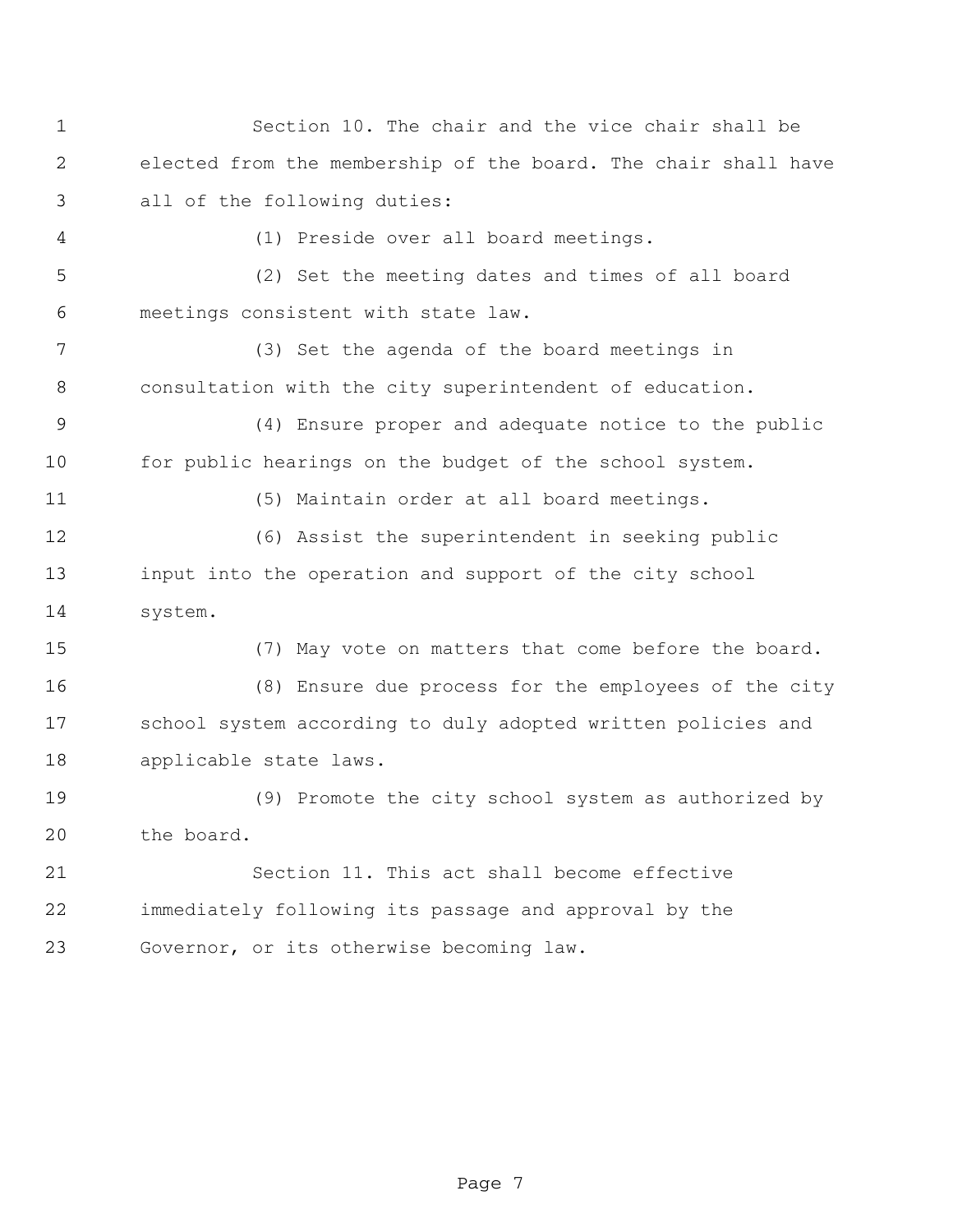Section 10. The chair and the vice chair shall be elected from the membership of the board. The chair shall have all of the following duties:

(1) Preside over all board meetings.

(2) Set the meeting dates and times of all board meetings consistent with state law.

(3) Set the agenda of the board meetings in consultation with the city superintendent of education.

(4) Ensure proper and adequate notice to the public for public hearings on the budget of the school system.

(5) Maintain order at all board meetings.

(6) Assist the superintendent in seeking public input into the operation and support of the city school system.

(7) May vote on matters that come before the board.

(8) Ensure due process for the employees of the city school system according to duly adopted written policies and applicable state laws.

(9) Promote the city school system as authorized by the board.

Section 11. This act shall become effective immediately following its passage and approval by the Governor, or its otherwise becoming law.